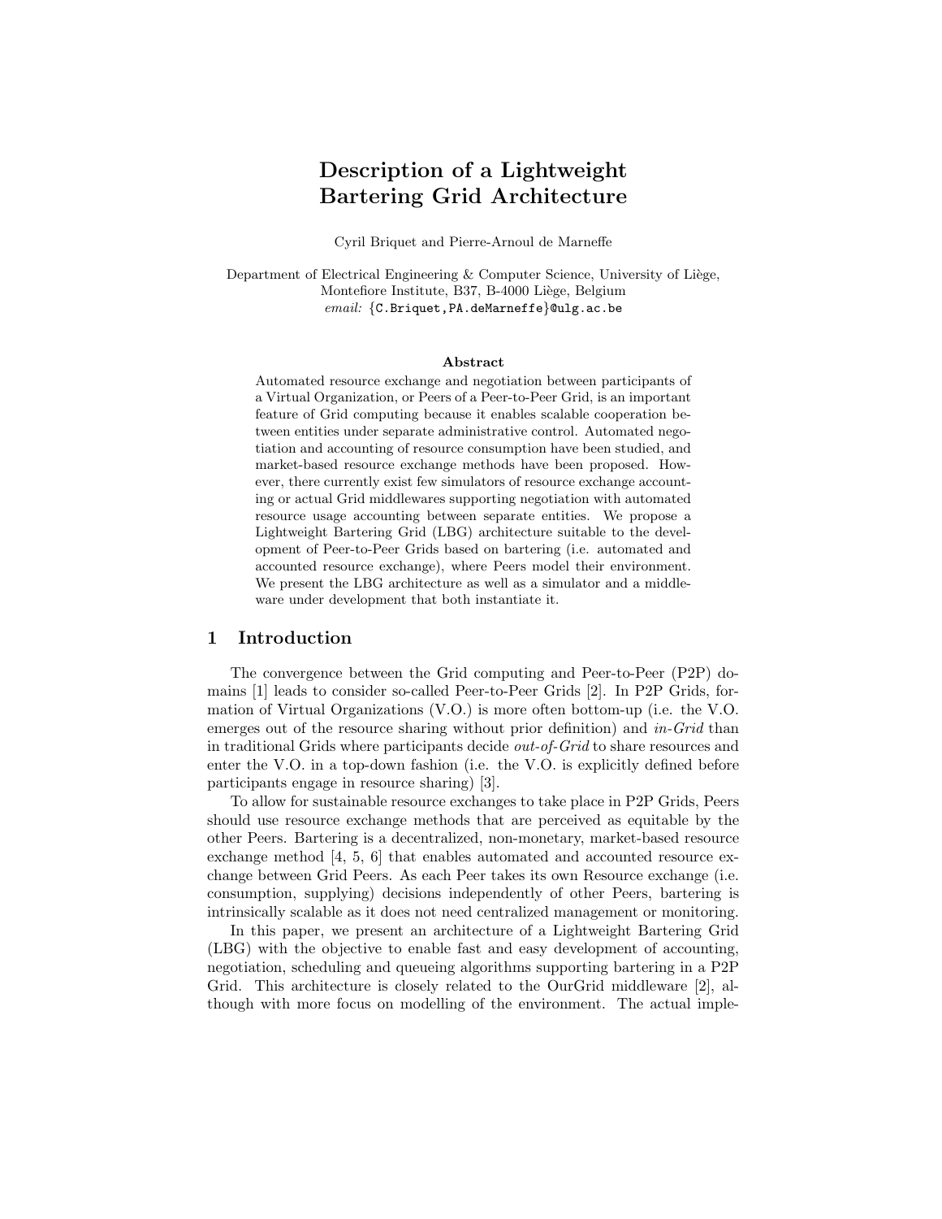# Description of a Lightweight Bartering Grid Architecture

Cyril Briquet and Pierre-Arnoul de Marneffe

Department of Electrical Engineering & Computer Science, University of Liège, Montefiore Institute, B37, B-4000 Liège, Belgium
*email:* {C.Briquet,PA.deMarneffe}@ulg.ac.be

### Abstract

Automated resource exchange and negotiation between participants of a Virtual Organization, or Peers of a Peer-to-Peer Grid, is an important feature of Grid computing because it enables scalable cooperation between entities under separate administrative control. Automated negotiation and accounting of resource consumption have been studied, and market-based resource exchange methods have been proposed. However, there currently exist few simulators of resource exchange accounting or actual Grid middlewares supporting negotiation with automated resource usage accounting between separate entities. We propose a Lightweight Bartering Grid (LBG) architecture suitable to the development of Peer-to-Peer Grids based on bartering (i.e. automated and accounted resource exchange), where Peers model their environment. We present the LBG architecture as well as a simulator and a middleware under development that both instantiate it.

## 1 Introduction

The convergence between the Grid computing and Peer-to-Peer (P2P) domains [1] leads to consider so-called Peer-to-Peer Grids [2]. In P2P Grids, formation of Virtual Organizations (V.O.) is more often bottom-up (i.e. the V.O. emerges out of the resource sharing without prior definition) and *in-Grid* than in traditional Grids where participants decide *out-of-Grid* to share resources and enter the V.O. in a top-down fashion (i.e. the V.O. is explicitly defined before participants engage in resource sharing) [3].

To allow for sustainable resource exchanges to take place in P2P Grids, Peers should use resource exchange methods that are perceived as equitable by the other Peers. Bartering is a decentralized, non-monetary, market-based resource exchange method [4, 5, 6] that enables automated and accounted resource exchange between Grid Peers. As each Peer takes its own Resource exchange (i.e. consumption, supplying) decisions independently of other Peers, bartering is intrinsically scalable as it does not need centralized management or monitoring.

In this paper, we present an architecture of a Lightweight Bartering Grid (LBG) with the objective to enable fast and easy development of accounting, negotiation, scheduling and queueing algorithms supporting bartering in a P2P Grid. This architecture is closely related to the OurGrid middleware [2], although with more focus on modelling of the environment. The actual imple-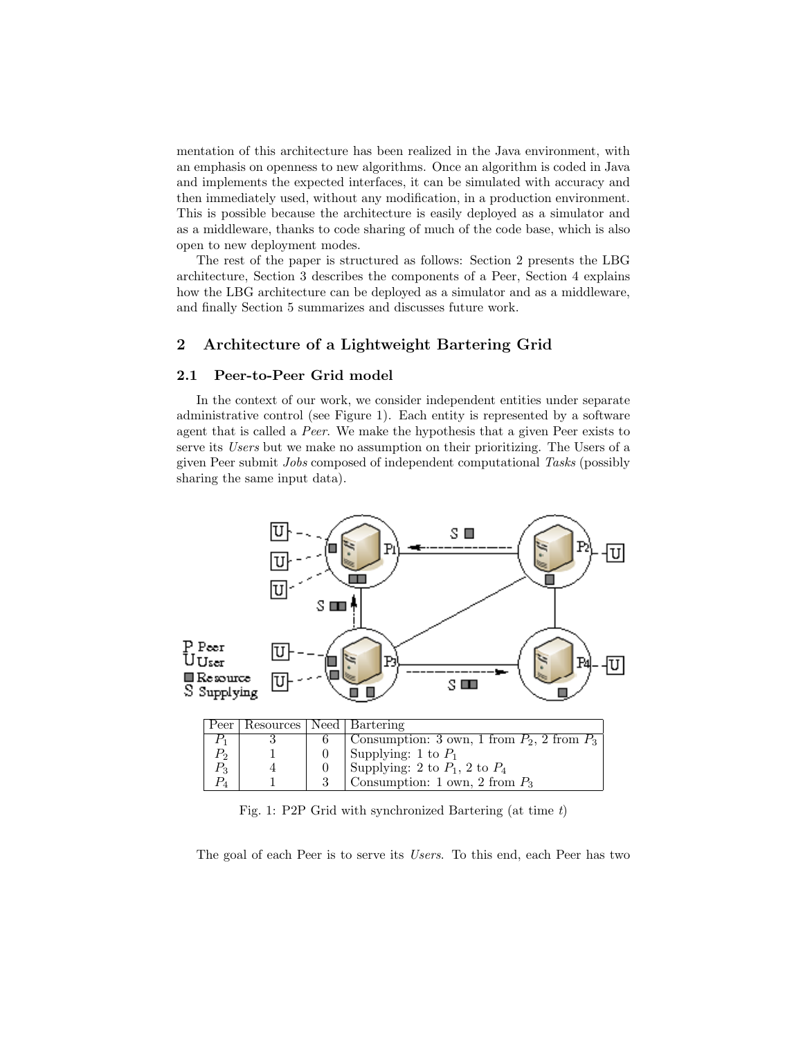mentation of this architecture has been realized in the Java environment, with an emphasis on openness to new algorithms. Once an algorithm is coded in Java and implements the expected interfaces, it can be simulated with accuracy and then immediately used, without any modification, in a production environment. This is possible because the architecture is easily deployed as a simulator and as a middleware, thanks to code sharing of much of the code base, which is also open to new deployment modes.

The rest of the paper is structured as follows: Section 2 presents the LBG architecture, Section 3 describes the components of a Peer, Section 4 explains how the LBG architecture can be deployed as a simulator and as a middleware, and finally Section 5 summarizes and discusses future work.

## 2 Architecture of a Lightweight Bartering Grid

### 2.1 Peer-to-Peer Grid model

In the context of our work, we consider independent entities under separate administrative control (see Figure 1). Each entity is represented by a software agent that is called a *Peer*. We make the hypothesis that a given Peer exists to serve its *Users* but we make no assumption on their prioritizing. The Users of a given Peer submit *Jobs* composed of independent computational *Tasks* (possibly sharing the same input data).

| Peer | Resources | Need | Bartering |
|---|---|---|---|
| $P_1$ | 3 | 6 | Consumption: 3 own, 1 from $P_2$, 2 from $P_3$ |
| $P_2$ | 1 | 0 | Supplying: 1 to $P_1$ |
| $P_3$ | 4 | 0 | Supplying: 2 to $P_1$, 2 to $P_4$ |
| $P_4$ | 1 | 3 | Consumption: 1 own, 2 from $P_3$ |

Fig. 1: P2P Grid with synchronized Bartering (at time $t$)

The goal of each Peer is to serve its *Users*. To this end, each Peer has two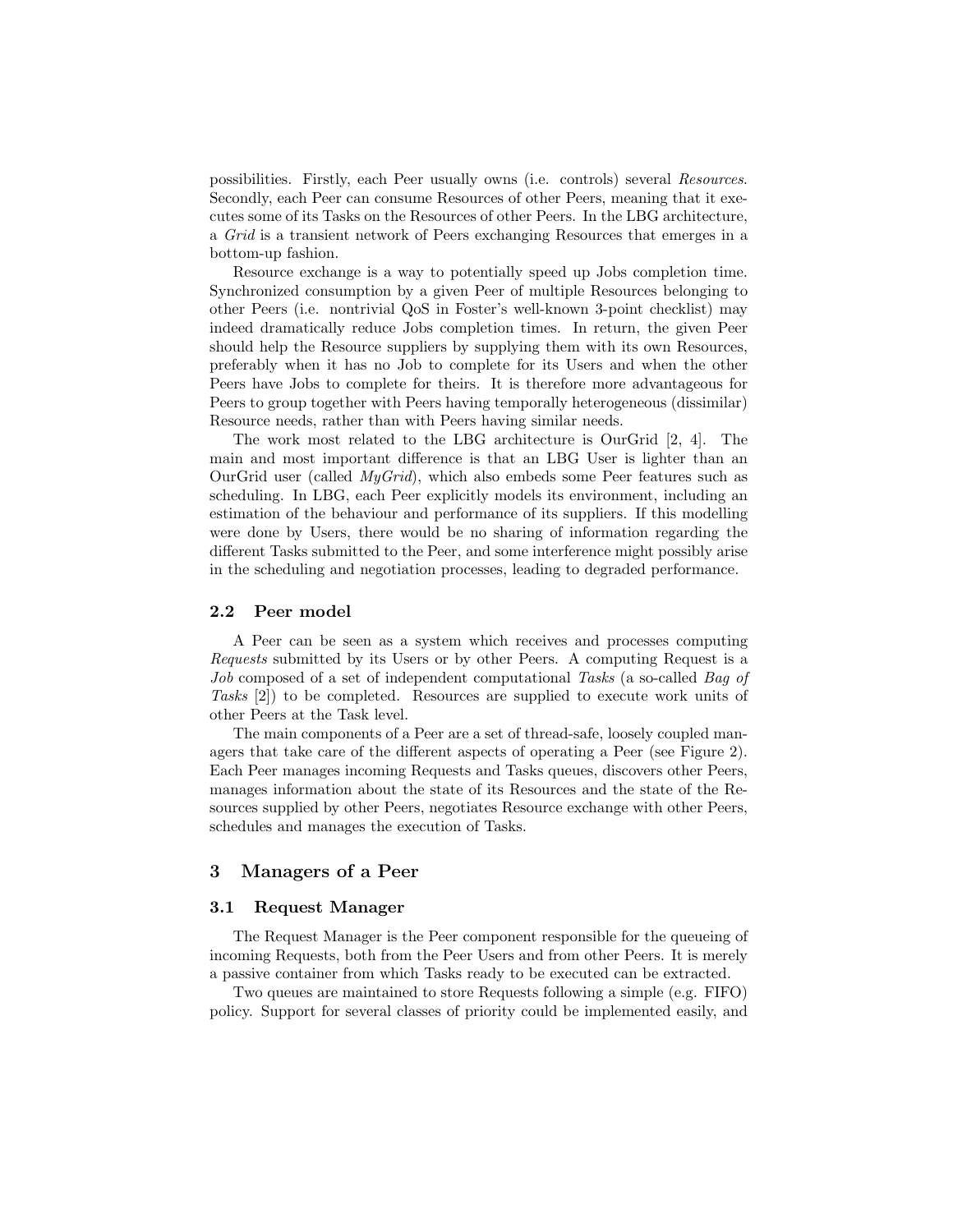possibilities. Firstly, each Peer usually owns (i.e. controls) several *Resources*. Secondly, each Peer can consume Resources of other Peers, meaning that it executes some of its Tasks on the Resources of other Peers. In the LBG architecture, a *Grid* is a transient network of Peers exchanging Resources that emerges in a bottom-up fashion.

Resource exchange is a way to potentially speed up Jobs completion time. Synchronized consumption by a given Peer of multiple Resources belonging to other Peers (i.e. nontrivial QoS in Foster's well-known 3-point checklist) may indeed dramatically reduce Jobs completion times. In return, the given Peer should help the Resource suppliers by supplying them with its own Resources, preferably when it has no Job to complete for its Users and when the other Peers have Jobs to complete for theirs. It is therefore more advantageous for Peers to group together with Peers having temporally heterogeneous (dissimilar) Resource needs, rather than with Peers having similar needs.

The work most related to the LBG architecture is OurGrid [2, 4]. The main and most important difference is that an LBG User is lighter than an OurGrid user (called *MyGrid*), which also embeds some Peer features such as scheduling. In LBG, each Peer explicitly models its environment, including an estimation of the behaviour and performance of its suppliers. If this modelling were done by Users, there would be no sharing of information regarding the different Tasks submitted to the Peer, and some interference might possibly arise in the scheduling and negotiation processes, leading to degraded performance.

### 2.2 Peer model

A Peer can be seen as a system which receives and processes computing *Requests* submitted by its Users or by other Peers. A computing Request is a *Job* composed of a set of independent computational *Tasks* (a so-called *Bag of Tasks* [2]) to be completed. Resources are supplied to execute work units of other Peers at the Task level.

The main components of a Peer are a set of thread-safe, loosely coupled managers that take care of the different aspects of operating a Peer (see Figure 2). Each Peer manages incoming Requests and Tasks queues, discovers other Peers, manages information about the state of its Resources and the state of the Resources supplied by other Peers, negotiates Resource exchange with other Peers, schedules and manages the execution of Tasks.

## 3 Managers of a Peer

### 3.1 Request Manager

The Request Manager is the Peer component responsible for the queueing of incoming Requests, both from the Peer Users and from other Peers. It is merely a passive container from which Tasks ready to be executed can be extracted.

Two queues are maintained to store Requests following a simple (e.g. FIFO) policy. Support for several classes of priority could be implemented easily, and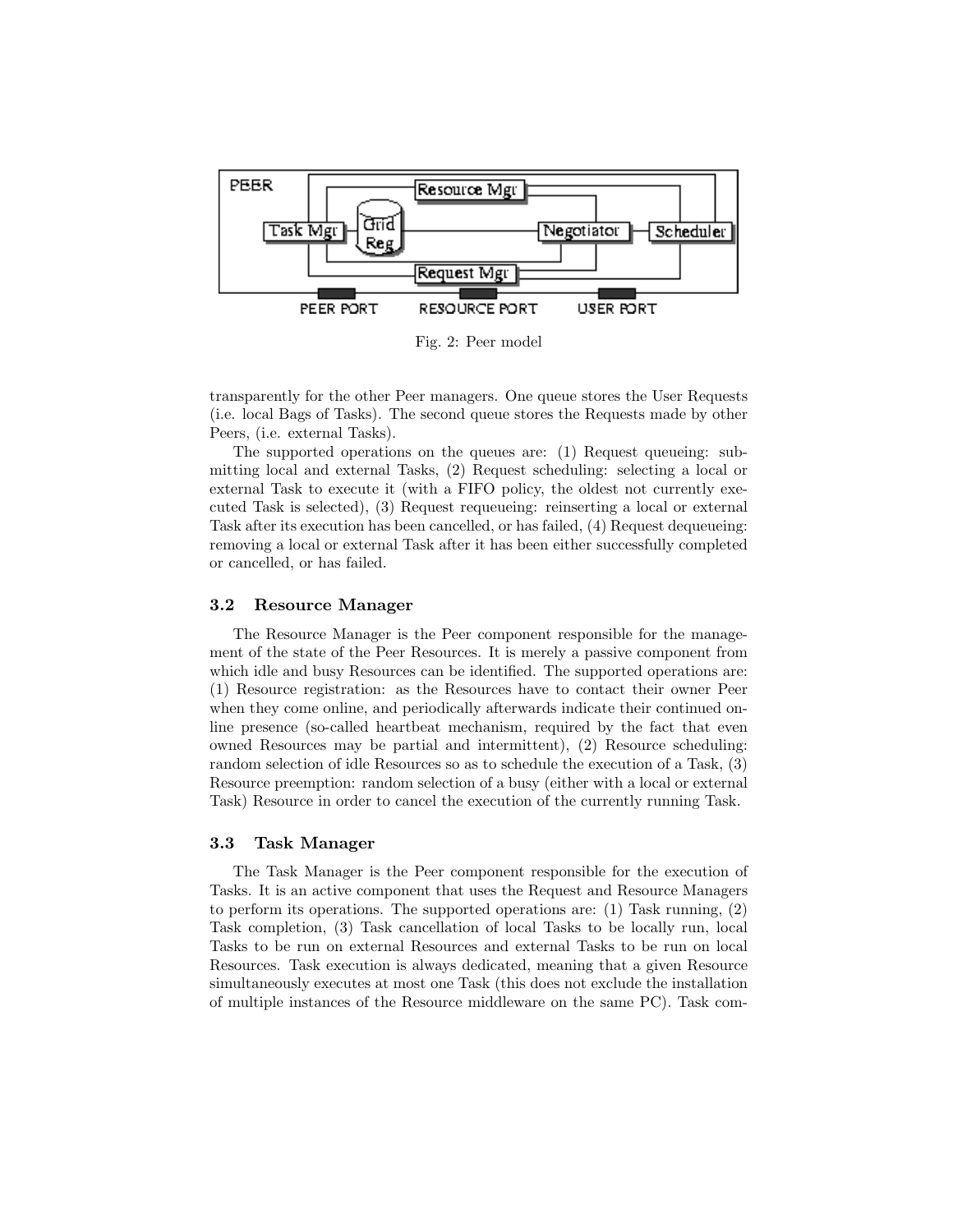Fig. 2: Peer model

transparently for the other Peer managers. One queue stores the User Requests (i.e. local Bags of Tasks). The second queue stores the Requests made by other Peers, (i.e. external Tasks).

The supported operations on the queues are: (1) Request queueing: submitting local and external Tasks, (2) Request scheduling: selecting a local or external Task to execute it (with a FIFO policy, the oldest not currently executed Task is selected), (3) Request requeueing: reinserting a local or external Task after its execution has been cancelled, or has failed, (4) Request dequeueing: removing a local or external Task after it has been either successfully completed or cancelled, or has failed.

### 3.2 Resource Manager

The Resource Manager is the Peer component responsible for the management of the state of the Peer Resources. It is merely a passive component from which idle and busy Resources can be identified. The supported operations are: (1) Resource registration: as the Resources have to contact their owner Peer when they come online, and periodically afterwards indicate their continued online presence (so-called heartbeat mechanism, required by the fact that even owned Resources may be partial and intermittent), (2) Resource scheduling: random selection of idle Resources so as to schedule the execution of a Task, (3) Resource preemption: random selection of a busy (either with a local or external Task) Resource in order to cancel the execution of the currently running Task.

### 3.3 Task Manager

The Task Manager is the Peer component responsible for the execution of Tasks. It is an active component that uses the Request and Resource Managers to perform its operations. The supported operations are: (1) Task running, (2) Task completion, (3) Task cancellation of local Tasks to be locally run, local Tasks to be run on external Resources and external Tasks to be run on local Resources. Task execution is always dedicated, meaning that a given Resource simultaneously executes at most one Task (this does not exclude the installation of multiple instances of the Resource middleware on the same PC). Task com-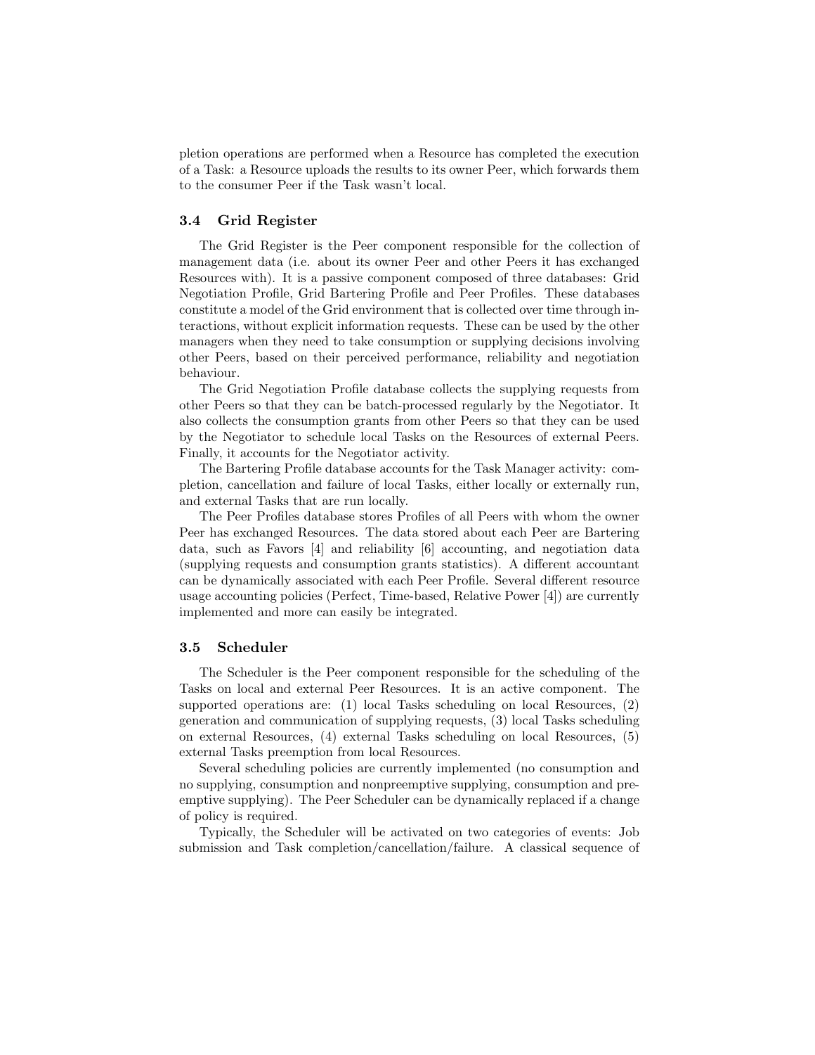pletion operations are performed when a Resource has completed the execution of a Task: a Resource uploads the results to its owner Peer, which forwards them to the consumer Peer if the Task wasn't local.

### 3.4 Grid Register

The Grid Register is the Peer component responsible for the collection of management data (i.e. about its owner Peer and other Peers it has exchanged Resources with). It is a passive component composed of three databases: Grid Negotiation Profile, Grid Bartering Profile and Peer Profiles. These databases constitute a model of the Grid environment that is collected over time through interactions, without explicit information requests. These can be used by the other managers when they need to take consumption or supplying decisions involving other Peers, based on their perceived performance, reliability and negotiation behaviour.

The Grid Negotiation Profile database collects the supplying requests from other Peers so that they can be batch-processed regularly by the Negotiator. It also collects the consumption grants from other Peers so that they can be used by the Negotiator to schedule local Tasks on the Resources of external Peers. Finally, it accounts for the Negotiator activity.

The Bartering Profile database accounts for the Task Manager activity: completion, cancellation and failure of local Tasks, either locally or externally run, and external Tasks that are run locally.

The Peer Profiles database stores Profiles of all Peers with whom the owner Peer has exchanged Resources. The data stored about each Peer are Bartering data, such as Favors [4] and reliability [6] accounting, and negotiation data (supplying requests and consumption grants statistics). A different accountant can be dynamically associated with each Peer Profile. Several different resource usage accounting policies (Perfect, Time-based, Relative Power [4]) are currently implemented and more can easily be integrated.

### 3.5 Scheduler

The Scheduler is the Peer component responsible for the scheduling of the Tasks on local and external Peer Resources. It is an active component. The supported operations are: (1) local Tasks scheduling on local Resources, (2) generation and communication of supplying requests, (3) local Tasks scheduling on external Resources, (4) external Tasks scheduling on local Resources, (5) external Tasks preemption from local Resources.

Several scheduling policies are currently implemented (no consumption and no supplying, consumption and nonpreemptive supplying, consumption and preemptive supplying). The Peer Scheduler can be dynamically replaced if a change of policy is required.

Typically, the Scheduler will be activated on two categories of events: Job submission and Task completion/cancellation/failure. A classical sequence of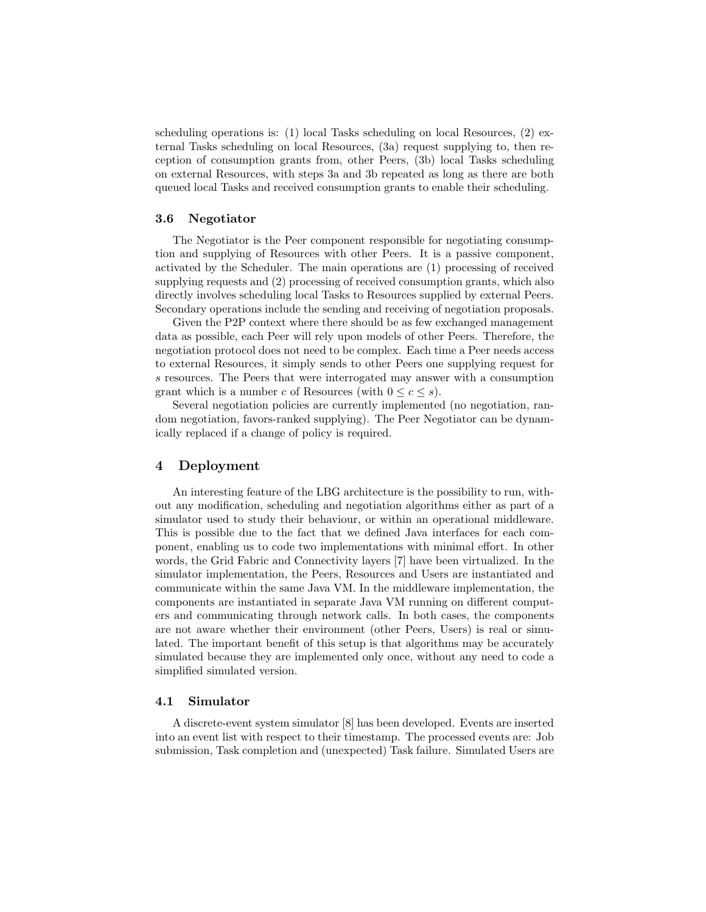scheduling operations is: (1) local Tasks scheduling on local Resources, (2) external Tasks scheduling on local Resources, (3a) request supplying to, then reception of consumption grants from, other Peers, (3b) local Tasks scheduling on external Resources, with steps 3a and 3b repeated as long as there are both queued local Tasks and received consumption grants to enable their scheduling.

### 3.6 Negotiator

The Negotiator is the Peer component responsible for negotiating consumption and supplying of Resources with other Peers. It is a passive component, activated by the Scheduler. The main operations are (1) processing of received supplying requests and (2) processing of received consumption grants, which also directly involves scheduling local Tasks to Resources supplied by external Peers. Secondary operations include the sending and receiving of negotiation proposals.

Given the P2P context where there should be as few exchanged management data as possible, each Peer will rely upon models of other Peers. Therefore, the negotiation protocol does not need to be complex. Each time a Peer needs access to external Resources, it simply sends to other Peers one supplying request for $s$ resources. The Peers that were interrogated may answer with a consumption grant which is a number $c$ of Resources (with $0 \leq c \leq s$).

Several negotiation policies are currently implemented (no negotiation, random negotiation, favors-ranked supplying). The Peer Negotiator can be dynamically replaced if a change of policy is required.

## 4 Deployment

An interesting feature of the LBG architecture is the possibility to run, without any modification, scheduling and negotiation algorithms either as part of a simulator used to study their behaviour, or within an operational middleware. This is possible due to the fact that we defined Java interfaces for each component, enabling us to code two implementations with minimal effort. In other words, the Grid Fabric and Connectivity layers [7] have been virtualized. In the simulator implementation, the Peers, Resources and Users are instantiated and communicate within the same Java VM. In the middleware implementation, the components are instantiated in separate Java VM running on different computers and communicating through network calls. In both cases, the components are not aware whether their environment (other Peers, Users) is real or simulated. The important benefit of this setup is that algorithms may be accurately simulated because they are implemented only once, without any need to code a simplified simulated version.

### 4.1 Simulator

A discrete-event system simulator [8] has been developed. Events are inserted into an event list with respect to their timestamp. The processed events are: Job submission, Task completion and (unexpected) Task failure. Simulated Users are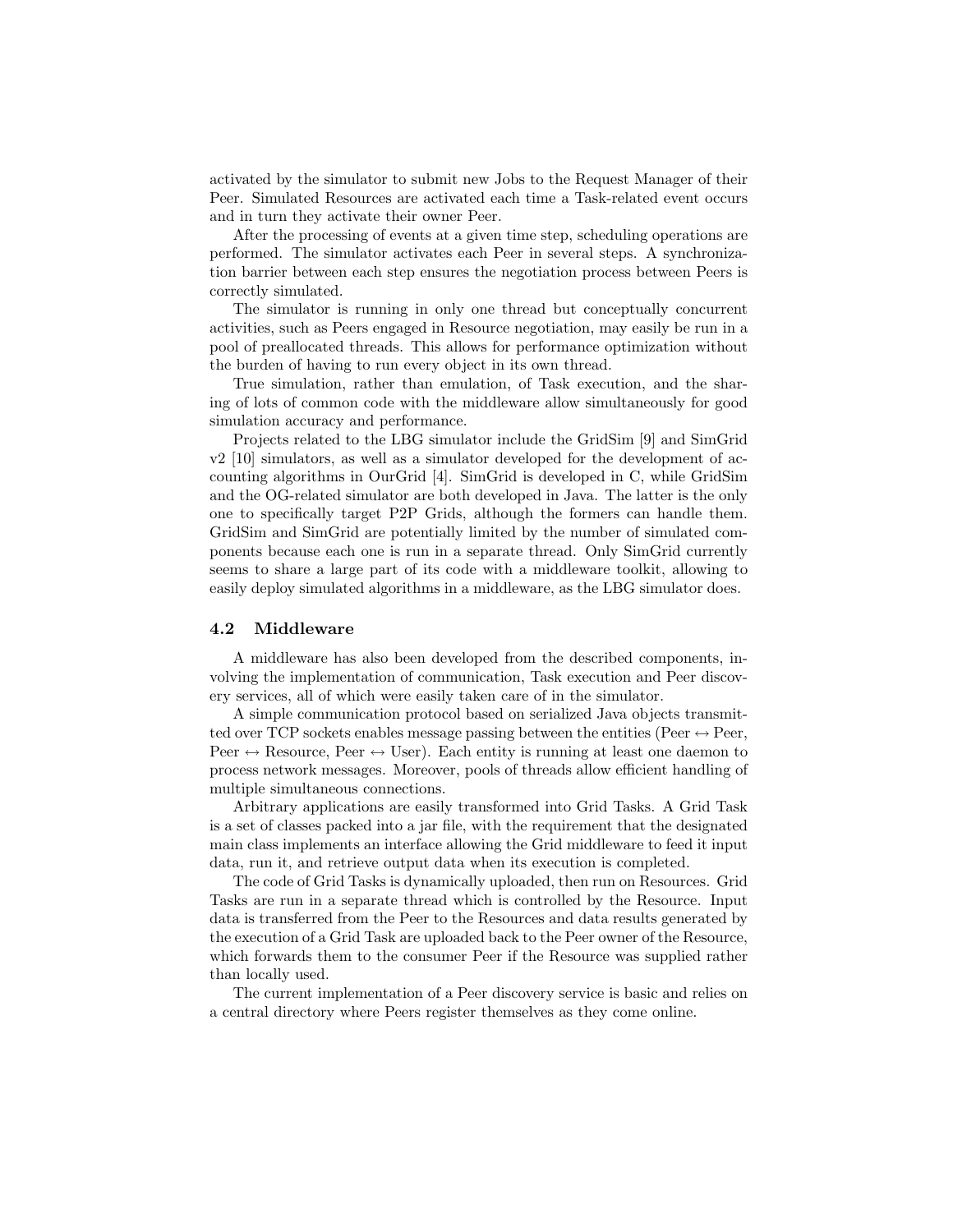activated by the simulator to submit new Jobs to the Request Manager of their Peer. Simulated Resources are activated each time a Task-related event occurs and in turn they activate their owner Peer.

After the processing of events at a given time step, scheduling operations are performed. The simulator activates each Peer in several steps. A synchronization barrier between each step ensures the negotiation process between Peers is correctly simulated.

The simulator is running in only one thread but conceptually concurrent activities, such as Peers engaged in Resource negotiation, may easily be run in a pool of preallocated threads. This allows for performance optimization without the burden of having to run every object in its own thread.

True simulation, rather than emulation, of Task execution, and the sharing of lots of common code with the middleware allow simultaneously for good simulation accuracy and performance.

Projects related to the LBG simulator include the GridSim [9] and SimGrid v2 [10] simulators, as well as a simulator developed for the development of accounting algorithms in OurGrid [4]. SimGrid is developed in C, while GridSim and the OG-related simulator are both developed in Java. The latter is the only one to specifically target P2P Grids, although the formers can handle them. GridSim and SimGrid are potentially limited by the number of simulated components because each one is run in a separate thread. Only SimGrid currently seems to share a large part of its code with a middleware toolkit, allowing to easily deploy simulated algorithms in a middleware, as the LBG simulator does.

### 4.2 Middleware

A middleware has also been developed from the described components, involving the implementation of communication, Task execution and Peer discovery services, all of which were easily taken care of in the simulator.

A simple communication protocol based on serialized Java objects transmitted over TCP sockets enables message passing between the entities (Peer ↔ Peer, Peer ↔ Resource, Peer ↔ User). Each entity is running at least one daemon to process network messages. Moreover, pools of threads allow efficient handling of multiple simultaneous connections.

Arbitrary applications are easily transformed into Grid Tasks. A Grid Task is a set of classes packed into a jar file, with the requirement that the designated main class implements an interface allowing the Grid middleware to feed it input data, run it, and retrieve output data when its execution is completed.

The code of Grid Tasks is dynamically uploaded, then run on Resources. Grid Tasks are run in a separate thread which is controlled by the Resource. Input data is transferred from the Peer to the Resources and data results generated by the execution of a Grid Task are uploaded back to the Peer owner of the Resource, which forwards them to the consumer Peer if the Resource was supplied rather than locally used.

The current implementation of a Peer discovery service is basic and relies on a central directory where Peers register themselves as they come online.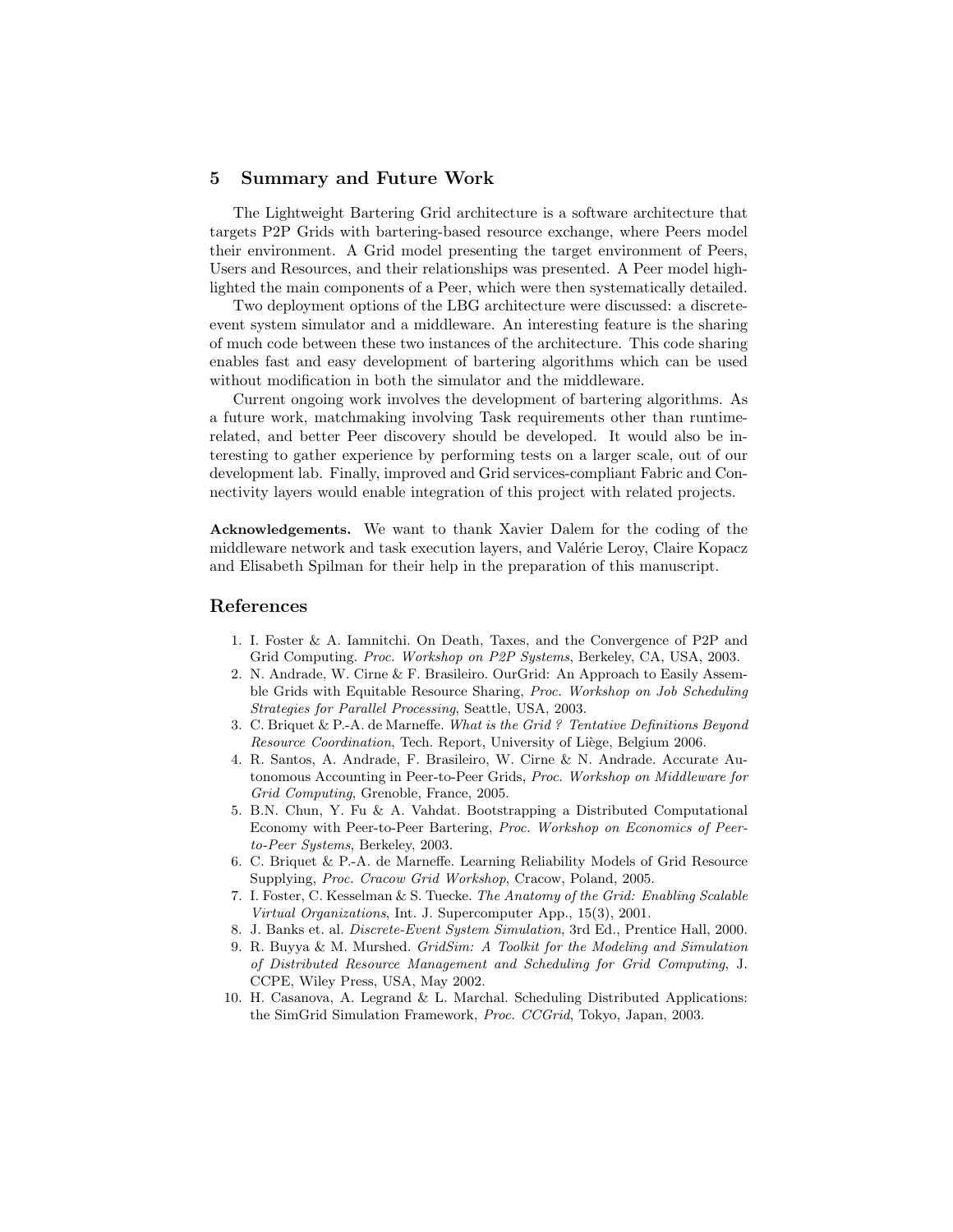## 5 Summary and Future Work

The Lightweight Bartering Grid architecture is a software architecture that targets P2P Grids with bartering-based resource exchange, where Peers model their environment. A Grid model presenting the target environment of Peers, Users and Resources, and their relationships was presented. A Peer model highlighted the main components of a Peer, which were then systematically detailed.

Two deployment options of the LBG architecture were discussed: a discrete-event system simulator and a middleware. An interesting feature is the sharing of much code between these two instances of the architecture. This code sharing enables fast and easy development of bartering algorithms which can be used without modification in both the simulator and the middleware.

Current ongoing work involves the development of bartering algorithms. As a future work, matchmaking involving Task requirements other than runtime-related, and better Peer discovery should be developed. It would also be interesting to gather experience by performing tests on a larger scale, out of our development lab. Finally, improved and Grid services-compliant Fabric and Connectivity layers would enable integration of this project with related projects.

**Acknowledgements.** We want to thank Xavier Dalem for the coding of the middleware network and task execution layers, and Valérie Leroy, Claire Kopacz and Elisabeth Spilman for their help in the preparation of this manuscript.

## References

1. I. Foster & A. Iamnitchi. On Death, Taxes, and the Convergence of P2P and Grid Computing. *Proc. Workshop on P2P Systems*, Berkeley, CA, USA, 2003.
2. N. Andrade, W. Cirne & F. Brasileiro. OurGrid: An Approach to Easily Assemble Grids with Equitable Resource Sharing, *Proc. Workshop on Job Scheduling Strategies for Parallel Processing*, Seattle, USA, 2003.
3. C. Briquet & P.-A. de Marneffe. *What is the Grid ? Tentative Definitions Beyond Resource Coordination*, Tech. Report, University of Liège, Belgium 2006.
4. R. Santos, A. Andrade, F. Brasileiro, W. Cirne & N. Andrade. Accurate Autonomous Accounting in Peer-to-Peer Grids, *Proc. Workshop on Middleware for Grid Computing*, Grenoble, France, 2005.
5. B.N. Chun, Y. Fu & A. Vahdat. Bootstrapping a Distributed Computational Economy with Peer-to-Peer Bartering, *Proc. Workshop on Economics of Peer-to-Peer Systems*, Berkeley, 2003.
6. C. Briquet & P.-A. de Marneffe. Learning Reliability Models of Grid Resource Supplying, *Proc. Cracow Grid Workshop*, Cracow, Poland, 2005.
7. I. Foster, C. Kesselman & S. Tuecke. *The Anatomy of the Grid: Enabling Scalable Virtual Organizations*, Int. J. Supercomputer App., 15(3), 2001.
8. J. Banks et. al. *Discrete-Event System Simulation*, 3rd Ed., Prentice Hall, 2000.
9. R. Buyya & M. Murshed. *GridSim: A Toolkit for the Modeling and Simulation of Distributed Resource Management and Scheduling for Grid Computing*, J. CCPE, Wiley Press, USA, May 2002.
10. H. Casanova, A. Legrand & L. Marchal. Scheduling Distributed Applications: the SimGrid Simulation Framework, *Proc. CCGrid*, Tokyo, Japan, 2003.